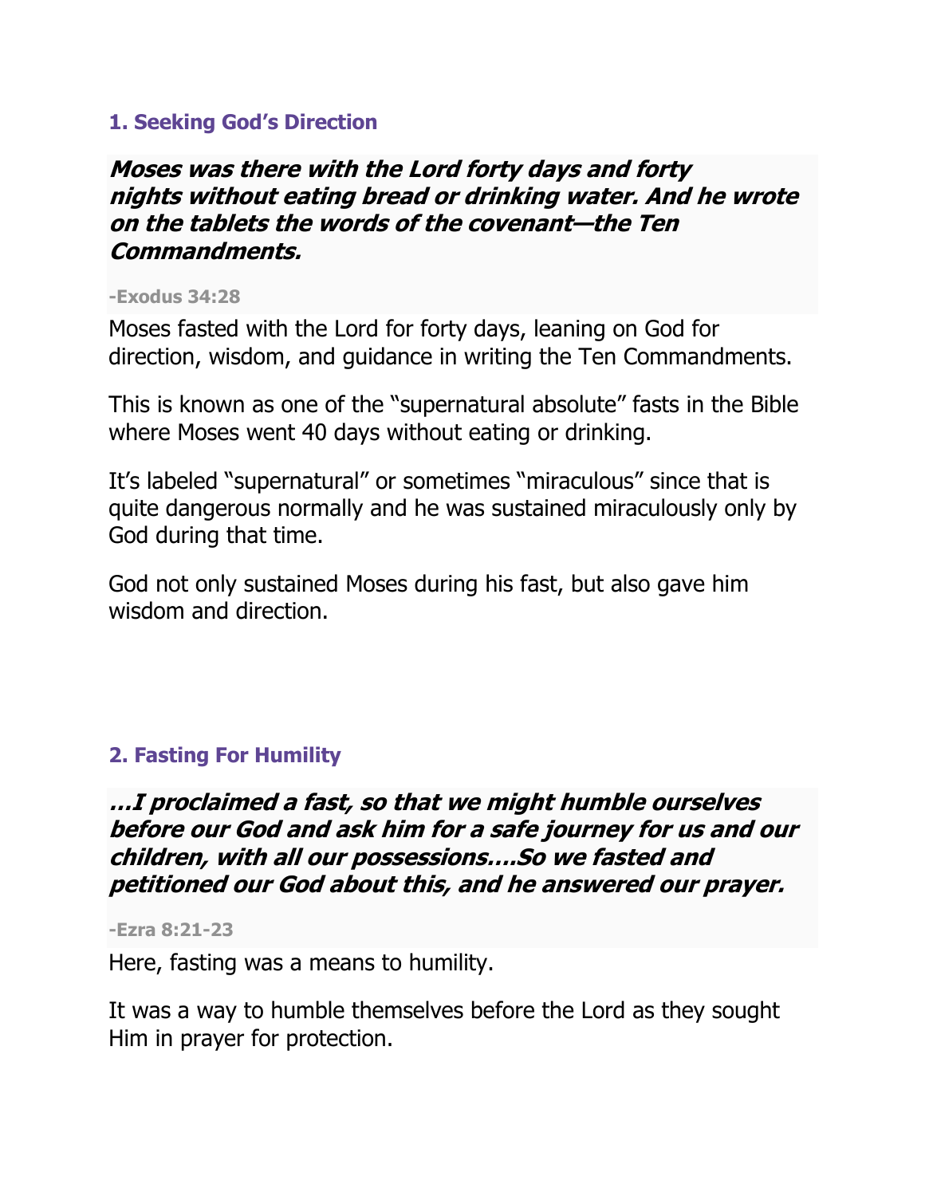### 1. Seeking God's Direction

> ***Moses was there with the Lord forty days and forty nights without eating bread or drinking water. And he wrote on the tablets the words of the covenant—the Ten Commandments.***
>
> **-Exodus 34:28**

Moses fasted with the Lord for forty days, leaning on God for direction, wisdom, and guidance in writing the Ten Commandments.

This is known as one of the "supernatural absolute" fasts in the Bible where Moses went 40 days without eating or drinking.

It's labeled "supernatural" or sometimes "miraculous" since that is quite dangerous normally and he was sustained miraculously only by God during that time.

God not only sustained Moses during his fast, but also gave him wisdom and direction.

### 2. Fasting For Humility

> ***…I proclaimed a fast, so that we might humble ourselves before our God and ask him for a safe journey for us and our children, with all our possessions….So we fasted and petitioned our God about this, and he answered our prayer.***
>
> **-Ezra 8:21-23**

Here, fasting was a means to humility.

It was a way to humble themselves before the Lord as they sought Him in prayer for protection.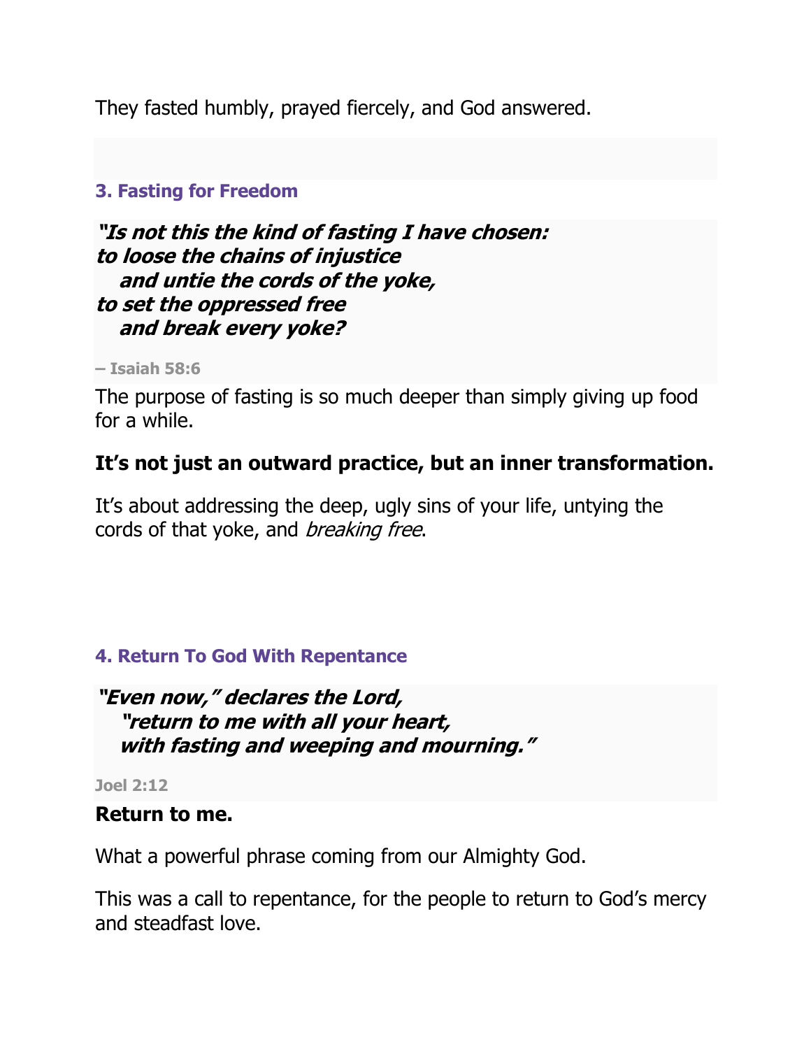They fasted humbly, prayed fiercely, and God answered.

### 3. Fasting for Freedom

> ***"Is not this the kind of fasting I have chosen:***
> ***to loose the chains of injustice***
> ***and untie the cords of the yoke,***
> ***to set the oppressed free***
> ***and break every yoke?***
>
> **– Isaiah 58:6**

The purpose of fasting is so much deeper than simply giving up food for a while.

**It's not just an outward practice, but an inner transformation.**

It's about addressing the deep, ugly sins of your life, untying the cords of that yoke, and *breaking free*.

### 4. Return To God With Repentance

> ***"Even now," declares the Lord,***
> ***"return to me with all your heart,***
> ***with fasting and weeping and mourning."***
>
> **Joel 2:12**

**Return to me.**

What a powerful phrase coming from our Almighty God.

This was a call to repentance, for the people to return to God's mercy and steadfast love.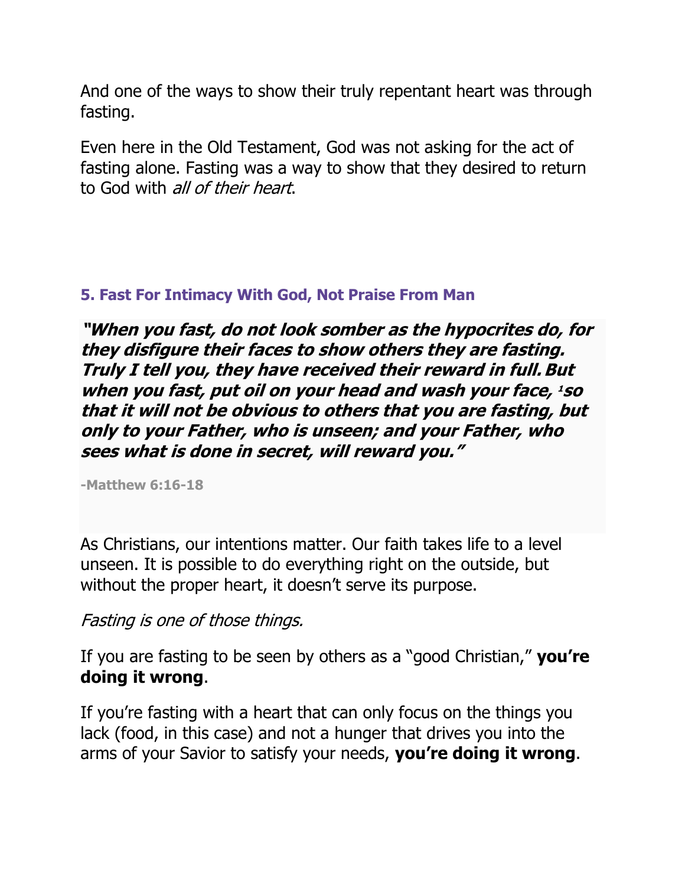And one of the ways to show their truly repentant heart was through fasting.

Even here in the Old Testament, God was not asking for the act of fasting alone. Fasting was a way to show that they desired to return to God with *all of their heart*.

### 5. Fast For Intimacy With God, Not Praise From Man

> ***"When you fast, do not look somber as the hypocrites do, for they disfigure their faces to show others they are fasting. Truly I tell you, they have received their reward in full. But when you fast, put oil on your head and wash your face, [1] so that it will not be obvious to others that you are fasting, but only to your Father, who is unseen; and your Father, who sees what is done in secret, will reward you."***
>
> **-Matthew 6:16-18**

As Christians, our intentions matter. Our faith takes life to a level unseen. It is possible to do everything right on the outside, but without the proper heart, it doesn't serve its purpose.

*Fasting is one of those things.*

If you are fasting to be seen by others as a "good Christian," **you're doing it wrong**.

If you're fasting with a heart that can only focus on the things you lack (food, in this case) and not a hunger that drives you into the arms of your Savior to satisfy your needs, **you're doing it wrong**.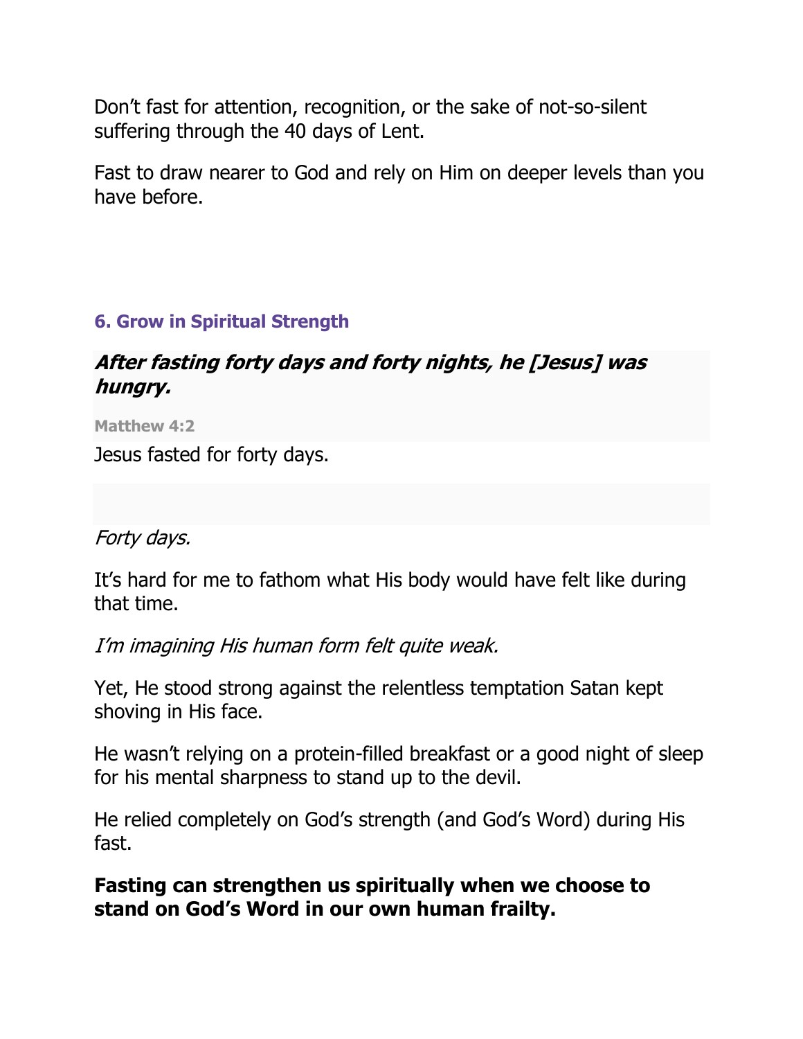Don't fast for attention, recognition, or the sake of not-so-silent suffering through the 40 days of Lent.

Fast to draw nearer to God and rely on Him on deeper levels than you have before.

### 6. Grow in Spiritual Strength

> ***After fasting forty days and forty nights, he [Jesus] was hungry.***
>
> **Matthew 4:2**

Jesus fasted for forty days.

*Forty days.*

It's hard for me to fathom what His body would have felt like during that time.

*I'm imagining His human form felt quite weak.*

Yet, He stood strong against the relentless temptation Satan kept shoving in His face.

He wasn't relying on a protein-filled breakfast or a good night of sleep for his mental sharpness to stand up to the devil.

He relied completely on God's strength (and God's Word) during His fast.

**Fasting can strengthen us spiritually when we choose to stand on God's Word in our own human frailty.**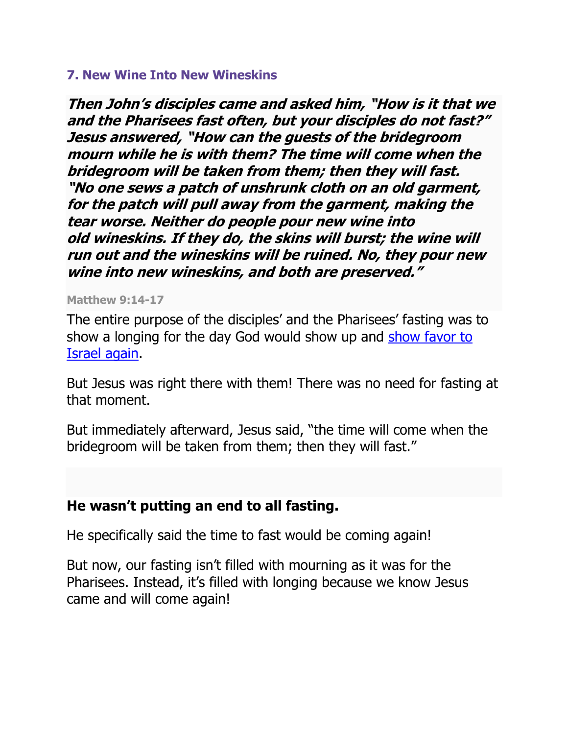### 7. New Wine Into New Wineskins

> ***Then John's disciples came and asked him, "How is it that we and the Pharisees fast often, but your disciples do not fast?" Jesus answered, "How can the guests of the bridegroom mourn while he is with them? The time will come when the bridegroom will be taken from them; then they will fast. "No one sews a patch of unshrunk cloth on an old garment, for the patch will pull away from the garment, making the tear worse. Neither do people pour new wine into old wineskins. If they do, the skins will burst; the wine will run out and the wineskins will be ruined. No, they pour new wine into new wineskins, and both are preserved."***
>
> **Matthew 9:14-17**

The entire purpose of the disciples' and the Pharisees' fasting was to show a longing for the day God would show up and show favor to Israel again.

But Jesus was right there with them! There was no need for fasting at that moment.

But immediately afterward, Jesus said, "the time will come when the bridegroom will be taken from them; then they will fast."

**He wasn't putting an end to all fasting.**

He specifically said the time to fast would be coming again!

But now, our fasting isn't filled with mourning as it was for the Pharisees. Instead, it's filled with longing because we know Jesus came and will come again!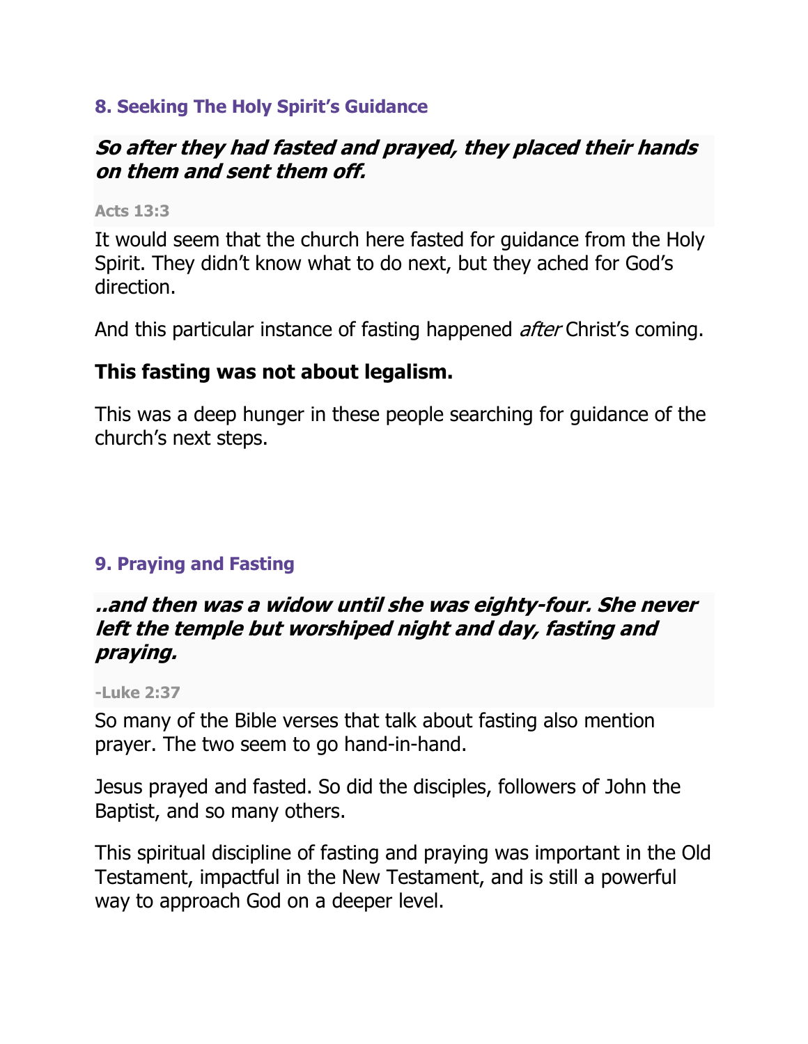### 8. Seeking The Holy Spirit's Guidance

> ***So after they had fasted and prayed, they placed their hands on them and sent them off.***
>
> **Acts 13:3**

It would seem that the church here fasted for guidance from the Holy Spirit. They didn't know what to do next, but they ached for God's direction.

And this particular instance of fasting happened *after* Christ's coming.

**This fasting was not about legalism.**

This was a deep hunger in these people searching for guidance of the church's next steps.

### 9. Praying and Fasting

> ***..and then was a widow until she was eighty-four. She never left the temple but worshiped night and day, fasting and praying.***
>
> **-Luke 2:37**

So many of the Bible verses that talk about fasting also mention prayer. The two seem to go hand-in-hand.

Jesus prayed and fasted. So did the disciples, followers of John the Baptist, and so many others.

This spiritual discipline of fasting and praying was important in the Old Testament, impactful in the New Testament, and is still a powerful way to approach God on a deeper level.